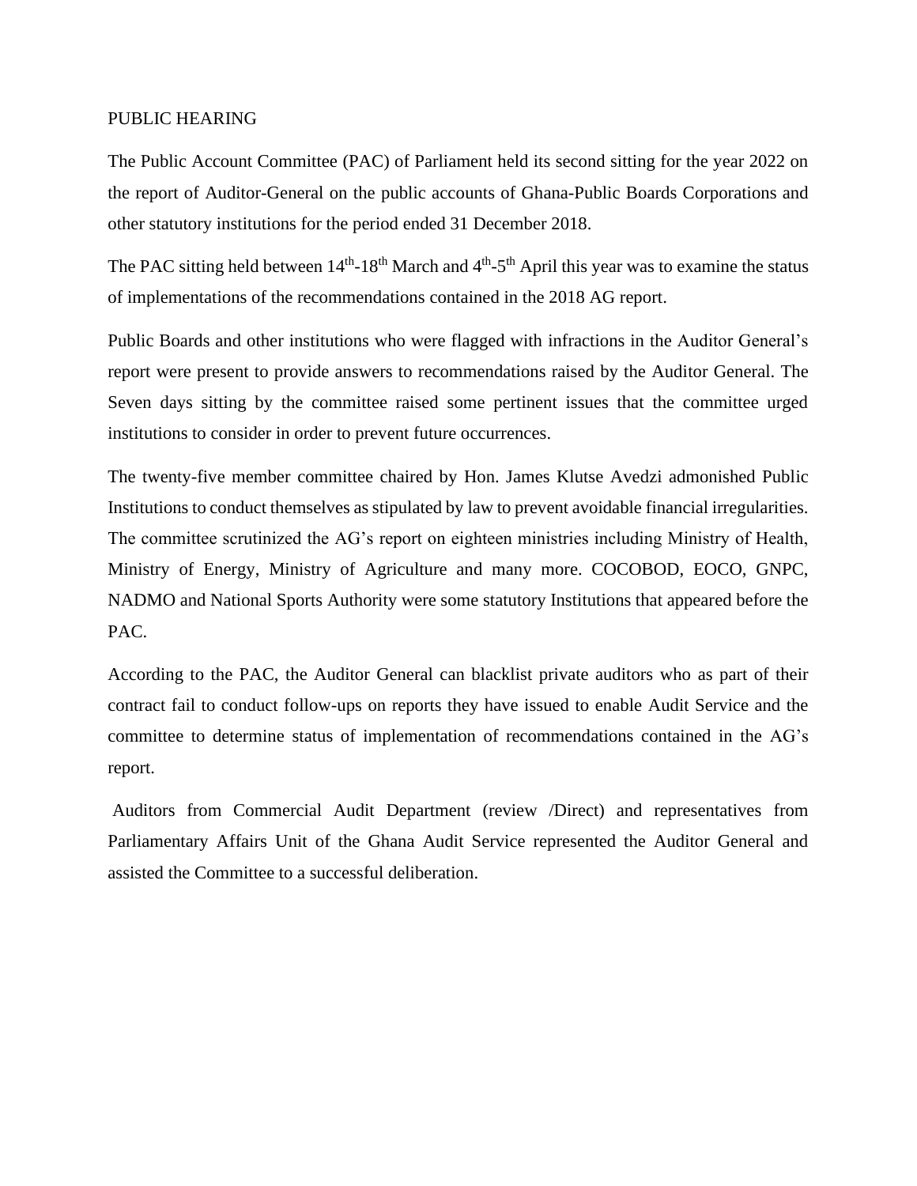# PUBLIC HEARING

The Public Account Committee (PAC) of Parliament held its second sitting for the year 2022 on the report of Auditor-General on the public accounts of Ghana-Public Boards Corporations and other statutory institutions for the period ended 31 December 2018.

The PAC sitting held between 14$^{th}$-18$^{th}$ March and 4$^{th}$-5$^{th}$ April this year was to examine the status of implementations of the recommendations contained in the 2018 AG report.

Public Boards and other institutions who were flagged with infractions in the Auditor General's report were present to provide answers to recommendations raised by the Auditor General. The Seven days sitting by the committee raised some pertinent issues that the committee urged institutions to consider in order to prevent future occurrences.

The twenty-five member committee chaired by Hon. James Klutse Avedzi admonished Public Institutions to conduct themselves as stipulated by law to prevent avoidable financial irregularities. The committee scrutinized the AG's report on eighteen ministries including Ministry of Health, Ministry of Energy, Ministry of Agriculture and many more. COCOBOD, EOCO, GNPC, NADMO and National Sports Authority were some statutory Institutions that appeared before the PAC.

According to the PAC, the Auditor General can blacklist private auditors who as part of their contract fail to conduct follow-ups on reports they have issued to enable Audit Service and the committee to determine status of implementation of recommendations contained in the AG's report.

Auditors from Commercial Audit Department (review /Direct) and representatives from Parliamentary Affairs Unit of the Ghana Audit Service represented the Auditor General and assisted the Committee to a successful deliberation.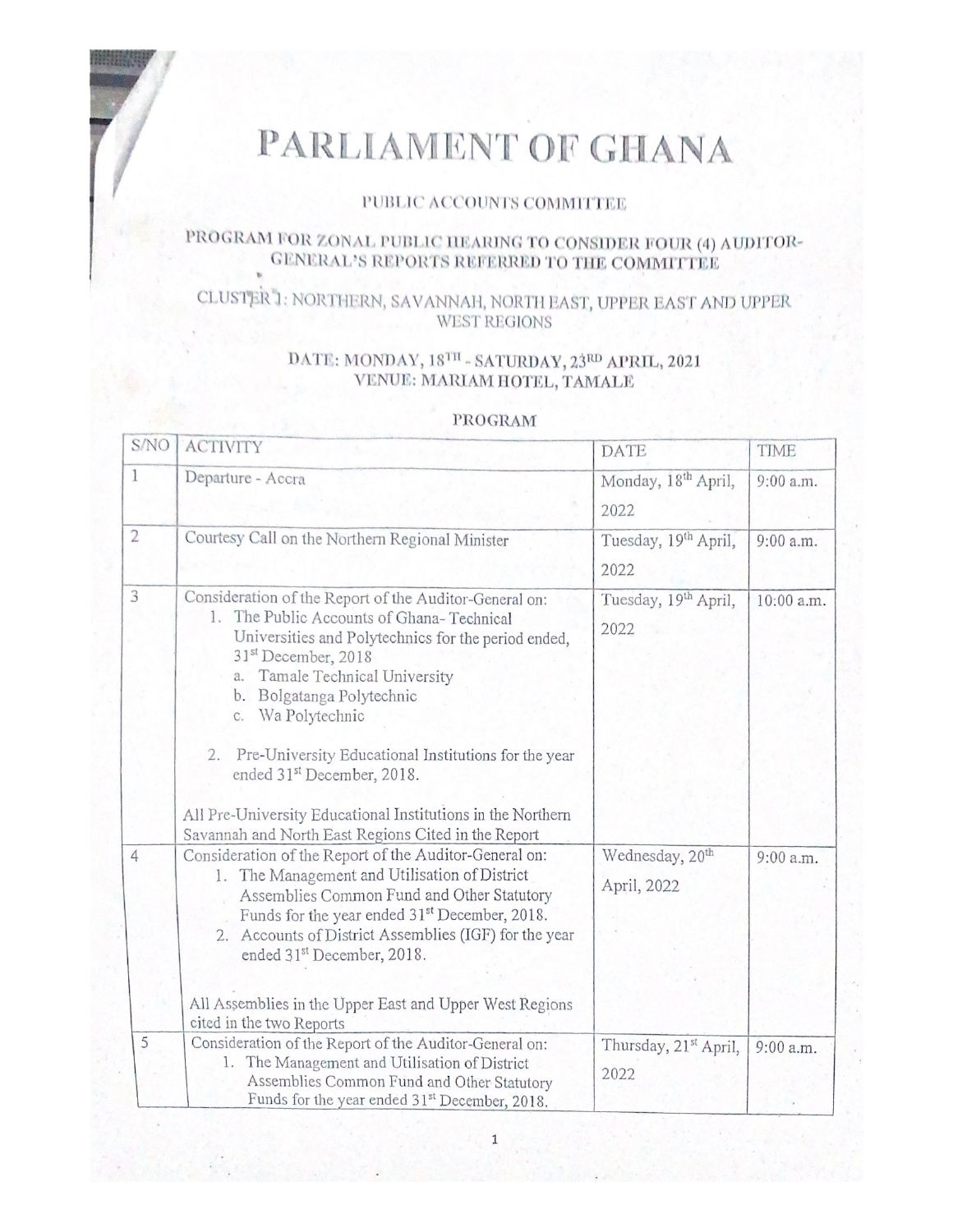# PARLIAMENT OF GHANA

## PUBLIC ACCOUNTS COMMITTEE

### PROGRAM FOR ZONAL PUBLIC HEARING TO CONSIDER FOUR (4) AUDITOR-GENERAL'S REPORTS REFERRED TO THE COMMITTEE

### CLUSTER 1: NORTHERN, SAVANNAH, NORTH EAST, UPPER EAST AND UPPER WEST REGIONS

**DATE: MONDAY, 18TH - SATURDAY, 23RD APRIL, 2021**
**VENUE: MARIAM HOTEL, TAMALE**

**PROGRAM**

| S/NO | ACTIVITY | DATE | TIME |
|---|---|---|---|
| 1 | Departure - Accra | Monday, 18th April, 2022 | 9:00 a.m. |
| 2 | Courtesy Call on the Northern Regional Minister | Tuesday, 19th April, 2022 | 9:00 a.m. |
| 3 | Consideration of the Report of the Auditor-General on:<br>1. The Public Accounts of Ghana- Technical Universities and Polytechnics for the period ended, 31st December, 2018<br>a. Tamale Technical University<br>b. Bolgatanga Polytechnic<br>c. Wa Polytechnic<br><br>2. Pre-University Educational Institutions for the year ended 31st December, 2018.<br><br>All Pre-University Educational Institutions in the Northern Savannah and North East Regions Cited in the Report | Tuesday, 19th April, 2022 | 10:00 a.m. |
| 4 | Consideration of the Report of the Auditor-General on:<br>1. The Management and Utilisation of District Assemblies Common Fund and Other Statutory Funds for the year ended 31st December, 2018.<br>2. Accounts of District Assemblies (IGF) for the year ended 31st December, 2018.<br><br>All Assemblies in the Upper East and Upper West Regions cited in the two Reports | Wednesday, 20th April, 2022 | 9:00 a.m. |
| 5 | Consideration of the Report of the Auditor-General on:<br>1. The Management and Utilisation of District Assemblies Common Fund and Other Statutory Funds for the year ended 31st December, 2018. | Thursday, 21st April, 2022 | 9:00 a.m. |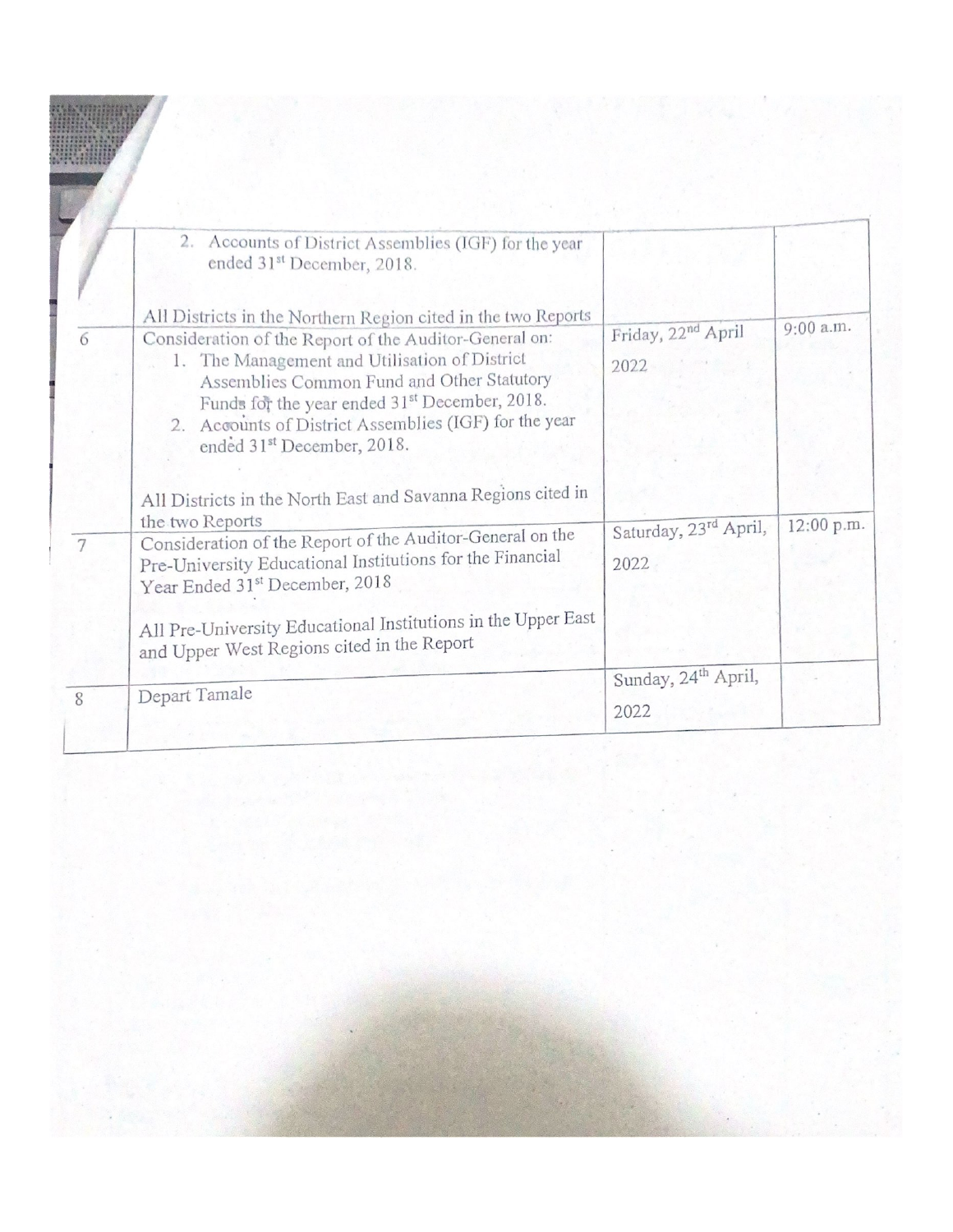| | | | |
|---|---|---|---|
| | 2. Accounts of District Assemblies (IGF) for the year ended 31st December, 2018.<br><br>All Districts in the Northern Region cited in the two Reports | | |
| 6 | Consideration of the Report of the Auditor-General on:<br>1. The Management and Utilisation of District Assemblies Common Fund and Other Statutory Funds for the year ended 31st December, 2018.<br>2. Accounts of District Assemblies (IGF) for the year ended 31st December, 2018.<br><br>All Districts in the North East and Savanna Regions cited in the two Reports | Friday, 22nd April 2022 | 9:00 a.m. |
| 7 | Consideration of the Report of the Auditor-General on the Pre-University Educational Institutions for the Financial Year Ended 31st December, 2018<br><br>All Pre-University Educational Institutions in the Upper East and Upper West Regions cited in the Report | Saturday, 23rd April, 2022 | 12:00 p.m. |
| 8 | Depart Tamale | Sunday, 24th April, 2022 | |